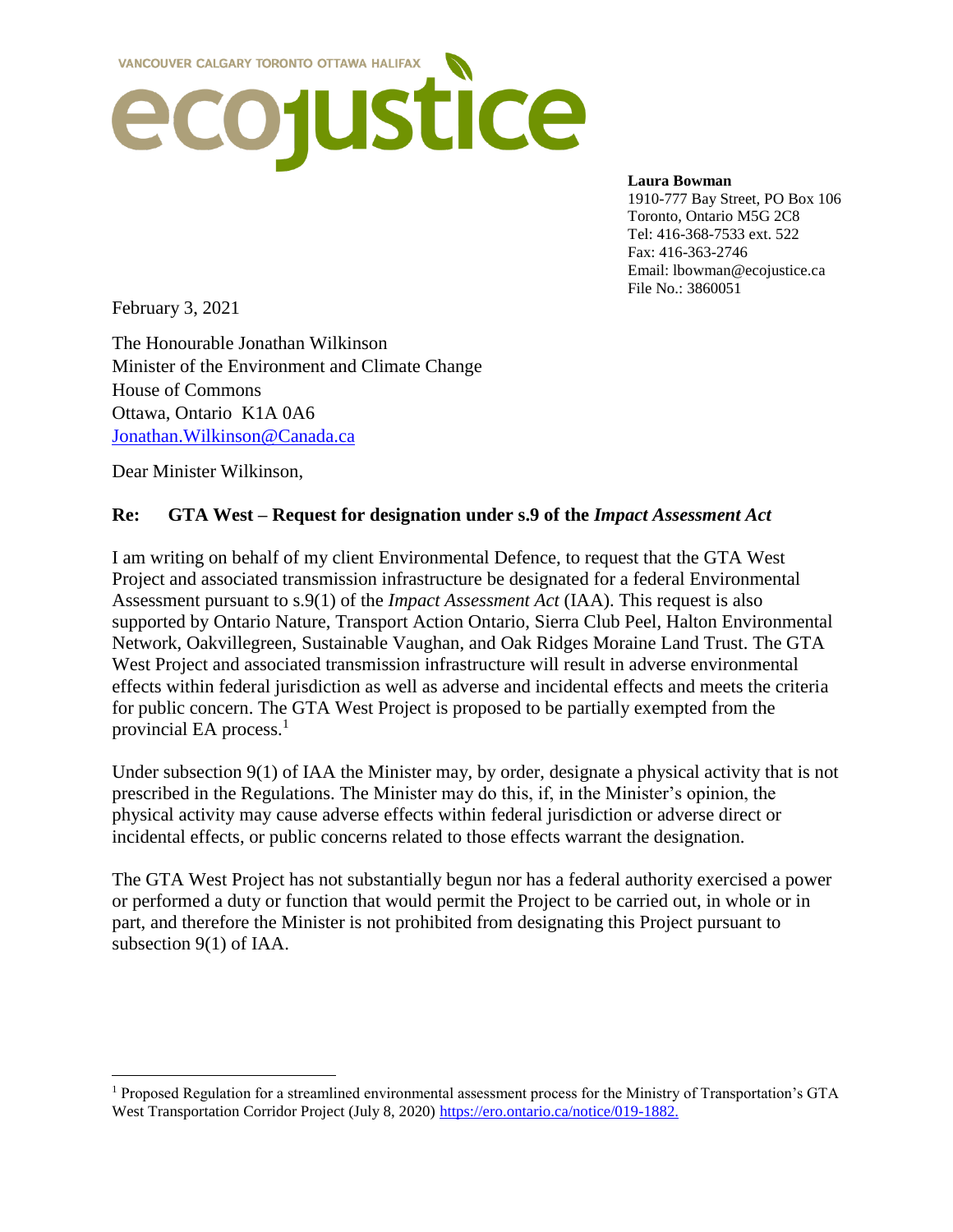VANCOUVER CALGARY TORONTO OTTAWA HALIFAX

# ecojustice

**Laura Bowman**
1910-777 Bay Street, PO Box 106
Toronto, Ontario M5G 2C8
Tel: 416-368-7533 ext. 522
Fax: 416-363-2746
Email: lbowman@ecojustice.ca
File No.: 3860051

February 3, 2021

The Honourable Jonathan Wilkinson
Minister of the Environment and Climate Change
House of Commons
Ottawa, Ontario K1A 0A6
Jonathan.Wilkinson@Canada.ca

Dear Minister Wilkinson,

**Re: GTA West – Request for designation under s.9 of the *Impact Assessment Act***

I am writing on behalf of my client Environmental Defence, to request that the GTA West Project and associated transmission infrastructure be designated for a federal Environmental Assessment pursuant to s.9(1) of the *Impact Assessment Act* (IAA). This request is also supported by Ontario Nature, Transport Action Ontario, Sierra Club Peel, Halton Environmental Network, Oakvillegreen, Sustainable Vaughan, and Oak Ridges Moraine Land Trust. The GTA West Project and associated transmission infrastructure will result in adverse environmental effects within federal jurisdiction as well as adverse and incidental effects and meets the criteria for public concern. The GTA West Project is proposed to be partially exempted from the provincial EA process.[1]

Under subsection 9(1) of IAA the Minister may, by order, designate a physical activity that is not prescribed in the Regulations. The Minister may do this, if, in the Minister's opinion, the physical activity may cause adverse effects within federal jurisdiction or adverse direct or incidental effects, or public concerns related to those effects warrant the designation.

The GTA West Project has not substantially begun nor has a federal authority exercised a power or performed a duty or function that would permit the Project to be carried out, in whole or in part, and therefore the Minister is not prohibited from designating this Project pursuant to subsection 9(1) of IAA.

[1] Proposed Regulation for a streamlined environmental assessment process for the Ministry of Transportation's GTA West Transportation Corridor Project (July 8, 2020) https://ero.ontario.ca/notice/019-1882.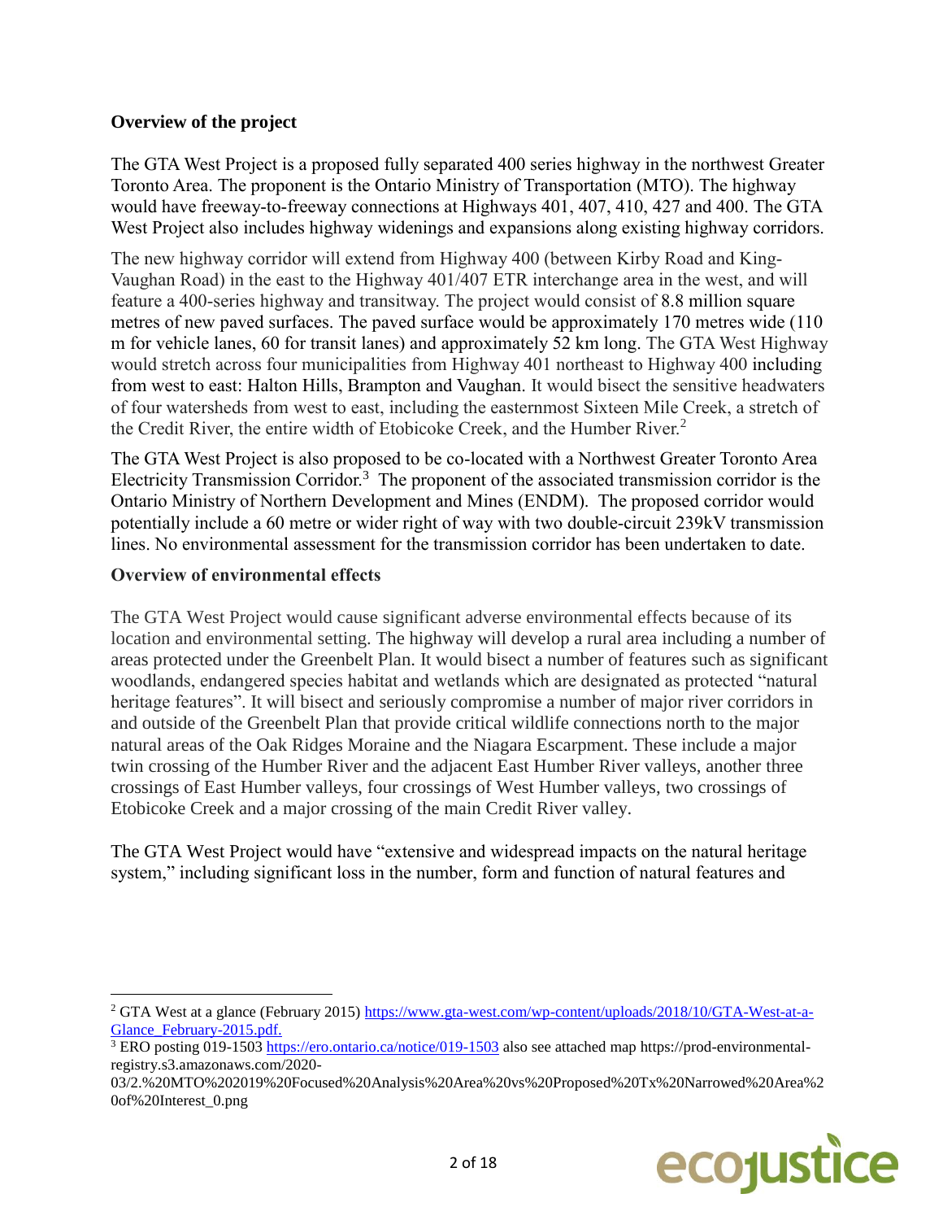**Overview of the project**

The GTA West Project is a proposed fully separated 400 series highway in the northwest Greater Toronto Area. The proponent is the Ontario Ministry of Transportation (MTO). The highway would have freeway-to-freeway connections at Highways 401, 407, 410, 427 and 400. The GTA West Project also includes highway widenings and expansions along existing highway corridors.

The new highway corridor will extend from Highway 400 (between Kirby Road and King-Vaughan Road) in the east to the Highway 401/407 ETR interchange area in the west, and will feature a 400-series highway and transitway. The project would consist of 8.8 million square metres of new paved surfaces. The paved surface would be approximately 170 metres wide (110 m for vehicle lanes, 60 for transit lanes) and approximately 52 km long. The GTA West Highway would stretch across four municipalities from Highway 401 northeast to Highway 400 including from west to east: Halton Hills, Brampton and Vaughan. It would bisect the sensitive headwaters of four watersheds from west to east, including the easternmost Sixteen Mile Creek, a stretch of the Credit River, the entire width of Etobicoke Creek, and the Humber River.[2]

The GTA West Project is also proposed to be co-located with a Northwest Greater Toronto Area Electricity Transmission Corridor.[3] The proponent of the associated transmission corridor is the Ontario Ministry of Northern Development and Mines (ENDM). The proposed corridor would potentially include a 60 metre or wider right of way with two double-circuit 239kV transmission lines. No environmental assessment for the transmission corridor has been undertaken to date.

**Overview of environmental effects**

The GTA West Project would cause significant adverse environmental effects because of its location and environmental setting. The highway will develop a rural area including a number of areas protected under the Greenbelt Plan. It would bisect a number of features such as significant woodlands, endangered species habitat and wetlands which are designated as protected "natural heritage features". It will bisect and seriously compromise a number of major river corridors in and outside of the Greenbelt Plan that provide critical wildlife connections north to the major natural areas of the Oak Ridges Moraine and the Niagara Escarpment. These include a major twin crossing of the Humber River and the adjacent East Humber River valleys, another three crossings of East Humber valleys, four crossings of West Humber valleys, two crossings of Etobicoke Creek and a major crossing of the main Credit River valley.

The GTA West Project would have "extensive and widespread impacts on the natural heritage system," including significant loss in the number, form and function of natural features and

---

[2] GTA West at a glance (February 2015) https://www.gta-west.com/wp-content/uploads/2018/10/GTA-West-at-a-Glance_February-2015.pdf.

[3] ERO posting 019-1503 https://ero.ontario.ca/notice/019-1503 also see attached map https://prod-environmental-registry.s3.amazonaws.com/2020-03/2.%20MTO%202019%20Focused%20Analysis%20Area%20vs%20Proposed%20Tx%20Narrowed%20Area%20of%20Interest_0.png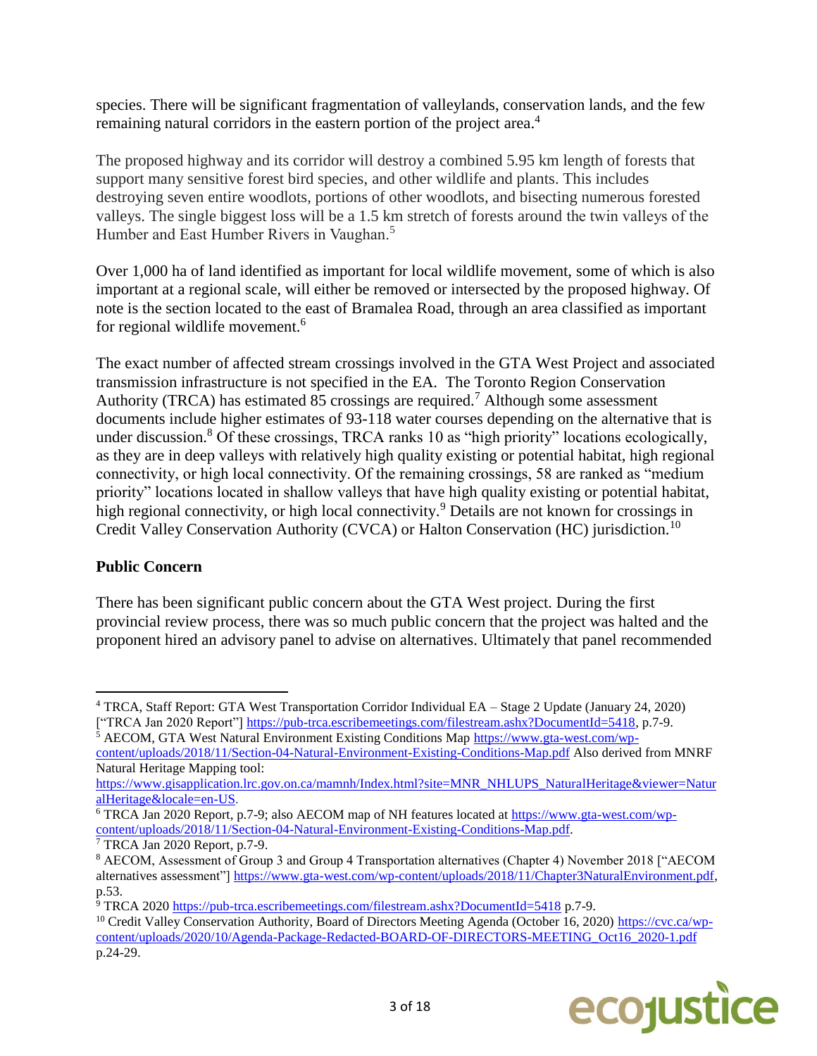species. There will be significant fragmentation of valleylands, conservation lands, and the few remaining natural corridors in the eastern portion of the project area.[4]

The proposed highway and its corridor will destroy a combined 5.95 km length of forests that support many sensitive forest bird species, and other wildlife and plants. This includes destroying seven entire woodlots, portions of other woodlots, and bisecting numerous forested valleys. The single biggest loss will be a 1.5 km stretch of forests around the twin valleys of the Humber and East Humber Rivers in Vaughan.[5]

Over 1,000 ha of land identified as important for local wildlife movement, some of which is also important at a regional scale, will either be removed or intersected by the proposed highway. Of note is the section located to the east of Bramalea Road, through an area classified as important for regional wildlife movement.[6]

The exact number of affected stream crossings involved in the GTA West Project and associated transmission infrastructure is not specified in the EA. The Toronto Region Conservation Authority (TRCA) has estimated 85 crossings are required.[7] Although some assessment documents include higher estimates of 93-118 water courses depending on the alternative that is under discussion.[8] Of these crossings, TRCA ranks 10 as "high priority" locations ecologically, as they are in deep valleys with relatively high quality existing or potential habitat, high regional connectivity, or high local connectivity. Of the remaining crossings, 58 are ranked as "medium priority" locations located in shallow valleys that have high quality existing or potential habitat, high regional connectivity, or high local connectivity.[9] Details are not known for crossings in Credit Valley Conservation Authority (CVCA) or Halton Conservation (HC) jurisdiction.[10]

**Public Concern**

There has been significant public concern about the GTA West project. During the first provincial review process, there was so much public concern that the project was halted and the proponent hired an advisory panel to advise on alternatives. Ultimately that panel recommended

---

[4] TRCA, Staff Report: GTA West Transportation Corridor Individual EA – Stage 2 Update (January 24, 2020) ["TRCA Jan 2020 Report"] https://pub-trca.escribemeetings.com/filestream.ashx?DocumentId=5418, p.7-9.

[5] AECOM, GTA West Natural Environment Existing Conditions Map https://www.gta-west.com/wp-content/uploads/2018/11/Section-04-Natural-Environment-Existing-Conditions-Map.pdf Also derived from MNRF Natural Heritage Mapping tool: https://www.gisapplication.lrc.gov.on.ca/mamnh/Index.html?site=MNR_NHLUPS_NaturalHeritage&viewer=NaturalHeritage&locale=en-US.

[6] TRCA Jan 2020 Report, p.7-9; also AECOM map of NH features located at https://www.gta-west.com/wp-content/uploads/2018/11/Section-04-Natural-Environment-Existing-Conditions-Map.pdf.

[7] TRCA Jan 2020 Report, p.7-9.

[8] AECOM, Assessment of Group 3 and Group 4 Transportation alternatives (Chapter 4) November 2018 ["AECOM alternatives assessment"] https://www.gta-west.com/wp-content/uploads/2018/11/Chapter3NaturalEnvironment.pdf, p.53.

[9] TRCA 2020 https://pub-trca.escribemeetings.com/filestream.ashx?DocumentId=5418 p.7-9.

[10] Credit Valley Conservation Authority, Board of Directors Meeting Agenda (October 16, 2020) https://cvc.ca/wp-content/uploads/2020/10/Agenda-Package-Redacted-BOARD-OF-DIRECTORS-MEETING_Oct16_2020-1.pdf p.24-29.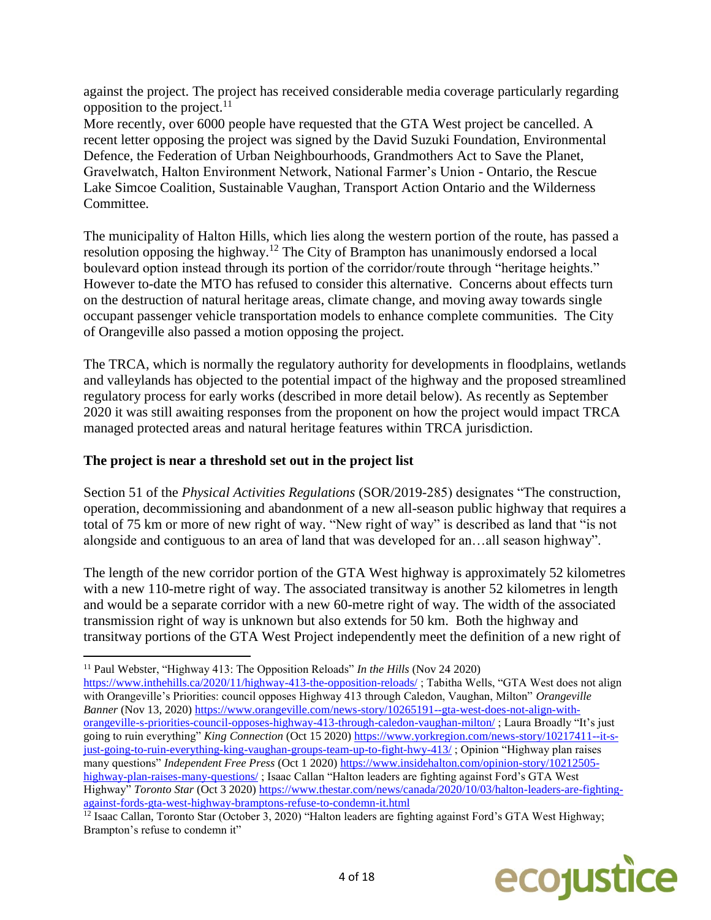against the project. The project has received considerable media coverage particularly regarding opposition to the project.[11]

More recently, over 6000 people have requested that the GTA West project be cancelled. A recent letter opposing the project was signed by the David Suzuki Foundation, Environmental Defence, the Federation of Urban Neighbourhoods, Grandmothers Act to Save the Planet, Gravelwatch, Halton Environment Network, National Farmer's Union - Ontario, the Rescue Lake Simcoe Coalition, Sustainable Vaughan, Transport Action Ontario and the Wilderness Committee.

The municipality of Halton Hills, which lies along the western portion of the route, has passed a resolution opposing the highway.[12] The City of Brampton has unanimously endorsed a local boulevard option instead through its portion of the corridor/route through "heritage heights." However to-date the MTO has refused to consider this alternative. Concerns about effects turn on the destruction of natural heritage areas, climate change, and moving away towards single occupant passenger vehicle transportation models to enhance complete communities. The City of Orangeville also passed a motion opposing the project.

The TRCA, which is normally the regulatory authority for developments in floodplains, wetlands and valleylands has objected to the potential impact of the highway and the proposed streamlined regulatory process for early works (described in more detail below). As recently as September 2020 it was still awaiting responses from the proponent on how the project would impact TRCA managed protected areas and natural heritage features within TRCA jurisdiction.

**The project is near a threshold set out in the project list**

Section 51 of the *Physical Activities Regulations* (SOR/2019-285) designates "The construction, operation, decommissioning and abandonment of a new all-season public highway that requires a total of 75 km or more of new right of way. "New right of way" is described as land that "is not alongside and contiguous to an area of land that was developed for an…all season highway".

The length of the new corridor portion of the GTA West highway is approximately 52 kilometres with a new 110-metre right of way. The associated transitway is another 52 kilometres in length and would be a separate corridor with a new 60-metre right of way. The width of the associated transmission right of way is unknown but also extends for 50 km. Both the highway and transitway portions of the GTA West Project independently meet the definition of a new right of

---

[11] Paul Webster, "Highway 413: The Opposition Reloads" *In the Hills* (Nov 24 2020) https://www.inthehills.ca/2020/11/highway-413-the-opposition-reloads/ ; Tabitha Wells, "GTA West does not align with Orangeville's Priorities: council opposes Highway 413 through Caledon, Vaughan, Milton" *Orangeville Banner* (Nov 13, 2020) https://www.orangeville.com/news-story/10265191--gta-west-does-not-align-with-orangeville-s-priorities-council-opposes-highway-413-through-caledon-vaughan-milton/ ; Laura Broadly "It's just going to ruin everything" *King Connection* (Oct 15 2020) https://www.yorkregion.com/news-story/10217411--it-s-just-going-to-ruin-everything-king-vaughan-groups-team-up-to-fight-hwy-413/ ; Opinion "Highway plan raises many questions" *Independent Free Press* (Oct 1 2020) https://www.insidehalton.com/opinion-story/10212505-highway-plan-raises-many-questions/ ; Isaac Callan "Halton leaders are fighting against Ford's GTA West Highway" *Toronto Star* (Oct 3 2020) https://www.thestar.com/news/canada/2020/10/03/halton-leaders-are-fighting-against-fords-gta-west-highway-bramptons-refuse-to-condemn-it.html

[12] Isaac Callan, Toronto Star (October 3, 2020) "Halton leaders are fighting against Ford's GTA West Highway; Brampton's refuse to condemn it"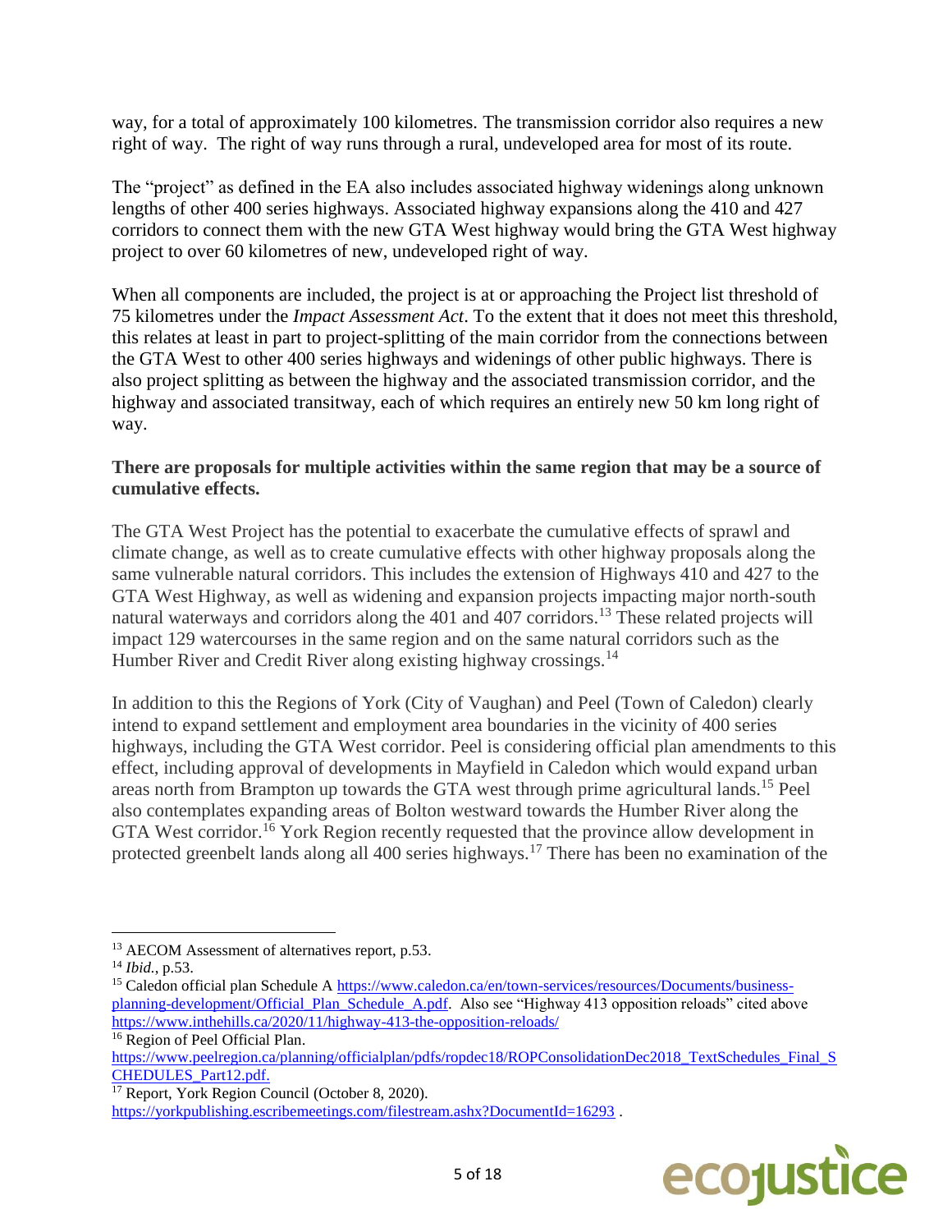way, for a total of approximately 100 kilometres. The transmission corridor also requires a new right of way. The right of way runs through a rural, undeveloped area for most of its route.

The "project" as defined in the EA also includes associated highway widenings along unknown lengths of other 400 series highways. Associated highway expansions along the 410 and 427 corridors to connect them with the new GTA West highway would bring the GTA West highway project to over 60 kilometres of new, undeveloped right of way.

When all components are included, the project is at or approaching the Project list threshold of 75 kilometres under the *Impact Assessment Act*. To the extent that it does not meet this threshold, this relates at least in part to project-splitting of the main corridor from the connections between the GTA West to other 400 series highways and widenings of other public highways. There is also project splitting as between the highway and the associated transmission corridor, and the highway and associated transitway, each of which requires an entirely new 50 km long right of way.

**There are proposals for multiple activities within the same region that may be a source of cumulative effects.**

The GTA West Project has the potential to exacerbate the cumulative effects of sprawl and climate change, as well as to create cumulative effects with other highway proposals along the same vulnerable natural corridors. This includes the extension of Highways 410 and 427 to the GTA West Highway, as well as widening and expansion projects impacting major north-south natural waterways and corridors along the 401 and 407 corridors.[13] These related projects will impact 129 watercourses in the same region and on the same natural corridors such as the Humber River and Credit River along existing highway crossings.[14]

In addition to this the Regions of York (City of Vaughan) and Peel (Town of Caledon) clearly intend to expand settlement and employment area boundaries in the vicinity of 400 series highways, including the GTA West corridor. Peel is considering official plan amendments to this effect, including approval of developments in Mayfield in Caledon which would expand urban areas north from Brampton up towards the GTA west through prime agricultural lands.[15] Peel also contemplates expanding areas of Bolton westward towards the Humber River along the GTA West corridor.[16] York Region recently requested that the province allow development in protected greenbelt lands along all 400 series highways.[17] There has been no examination of the

---

[13] AECOM Assessment of alternatives report, p.53.

[14] *Ibid.*, p.53.

[15] Caledon official plan Schedule A https://www.caledon.ca/en/town-services/resources/Documents/business-planning-development/Official_Plan_Schedule_A.pdf. Also see "Highway 413 opposition reloads" cited above https://www.inthehills.ca/2020/11/highway-413-the-opposition-reloads/

[16] Region of Peel Official Plan. https://www.peelregion.ca/planning/officialplan/pdfs/ropdec18/ROPConsolidationDec2018_TextSchedules_Final_SCHEDULES_Part12.pdf.

[17] Report, York Region Council (October 8, 2020). https://yorkpublishing.escribemeetings.com/filestream.ashx?DocumentId=16293 .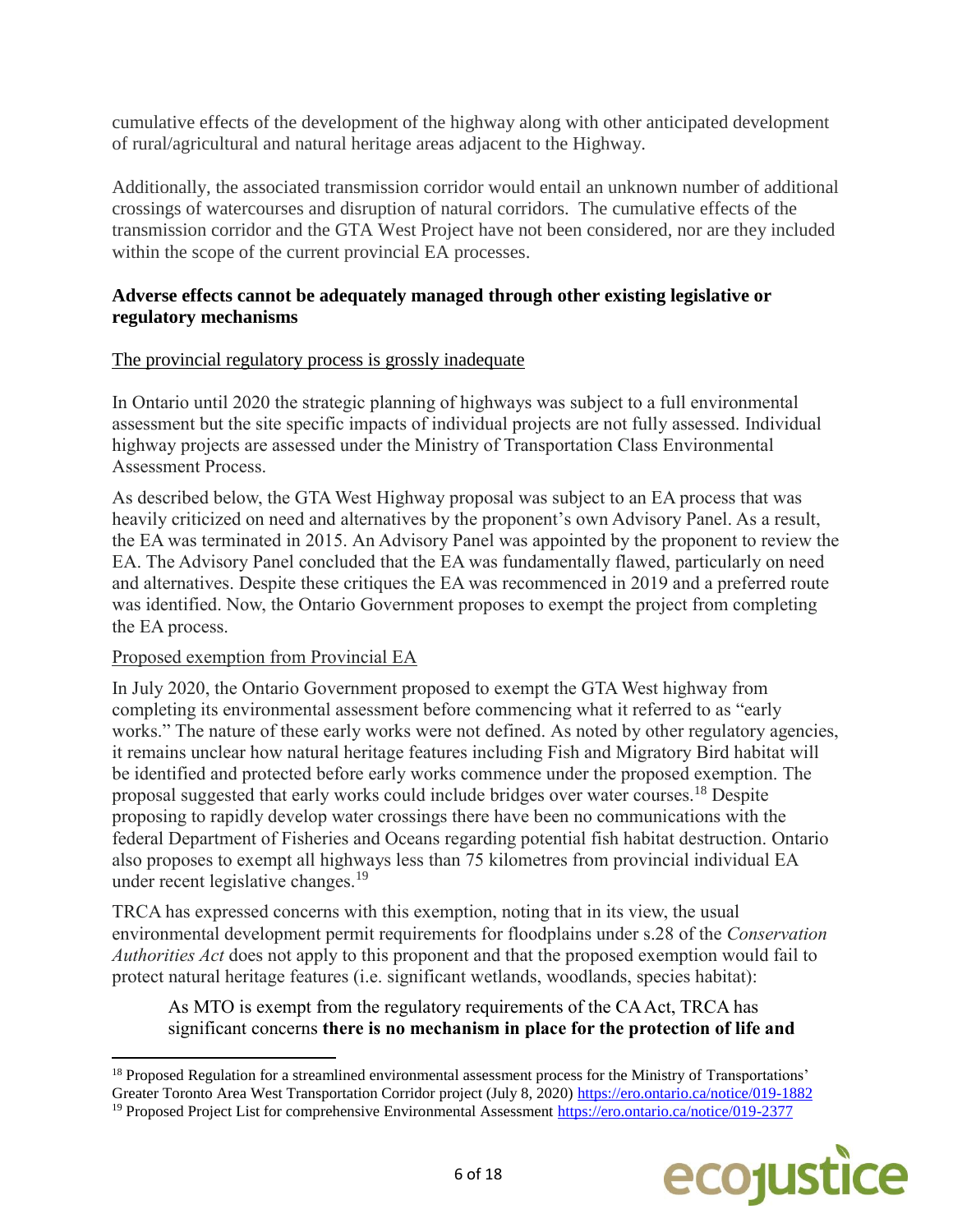cumulative effects of the development of the highway along with other anticipated development of rural/agricultural and natural heritage areas adjacent to the Highway.

Additionally, the associated transmission corridor would entail an unknown number of additional crossings of watercourses and disruption of natural corridors. The cumulative effects of the transmission corridor and the GTA West Project have not been considered, nor are they included within the scope of the current provincial EA processes.

**Adverse effects cannot be adequately managed through other existing legislative or regulatory mechanisms**

<u>The provincial regulatory process is grossly inadequate</u>

In Ontario until 2020 the strategic planning of highways was subject to a full environmental assessment but the site specific impacts of individual projects are not fully assessed. Individual highway projects are assessed under the Ministry of Transportation Class Environmental Assessment Process.

As described below, the GTA West Highway proposal was subject to an EA process that was heavily criticized on need and alternatives by the proponent's own Advisory Panel. As a result, the EA was terminated in 2015. An Advisory Panel was appointed by the proponent to review the EA. The Advisory Panel concluded that the EA was fundamentally flawed, particularly on need and alternatives. Despite these critiques the EA was recommenced in 2019 and a preferred route was identified. Now, the Ontario Government proposes to exempt the project from completing the EA process.

<u>Proposed exemption from Provincial EA</u>

In July 2020, the Ontario Government proposed to exempt the GTA West highway from completing its environmental assessment before commencing what it referred to as "early works." The nature of these early works were not defined. As noted by other regulatory agencies, it remains unclear how natural heritage features including Fish and Migratory Bird habitat will be identified and protected before early works commence under the proposed exemption. The proposal suggested that early works could include bridges over water courses.[18] Despite proposing to rapidly develop water crossings there have been no communications with the federal Department of Fisheries and Oceans regarding potential fish habitat destruction. Ontario also proposes to exempt all highways less than 75 kilometres from provincial individual EA under recent legislative changes.[19]

TRCA has expressed concerns with this exemption, noting that in its view, the usual environmental development permit requirements for floodplains under s.28 of the *Conservation Authorities Act* does not apply to this proponent and that the proposed exemption would fail to protect natural heritage features (i.e. significant wetlands, woodlands, species habitat):

> As MTO is exempt from the regulatory requirements of the CA Act, TRCA has significant concerns **there is no mechanism in place for the protection of life and**

[18] Proposed Regulation for a streamlined environmental assessment process for the Ministry of Transportations' Greater Toronto Area West Transportation Corridor project (July 8, 2020) https://ero.ontario.ca/notice/019-1882

[19] Proposed Project List for comprehensive Environmental Assessment https://ero.ontario.ca/notice/019-2377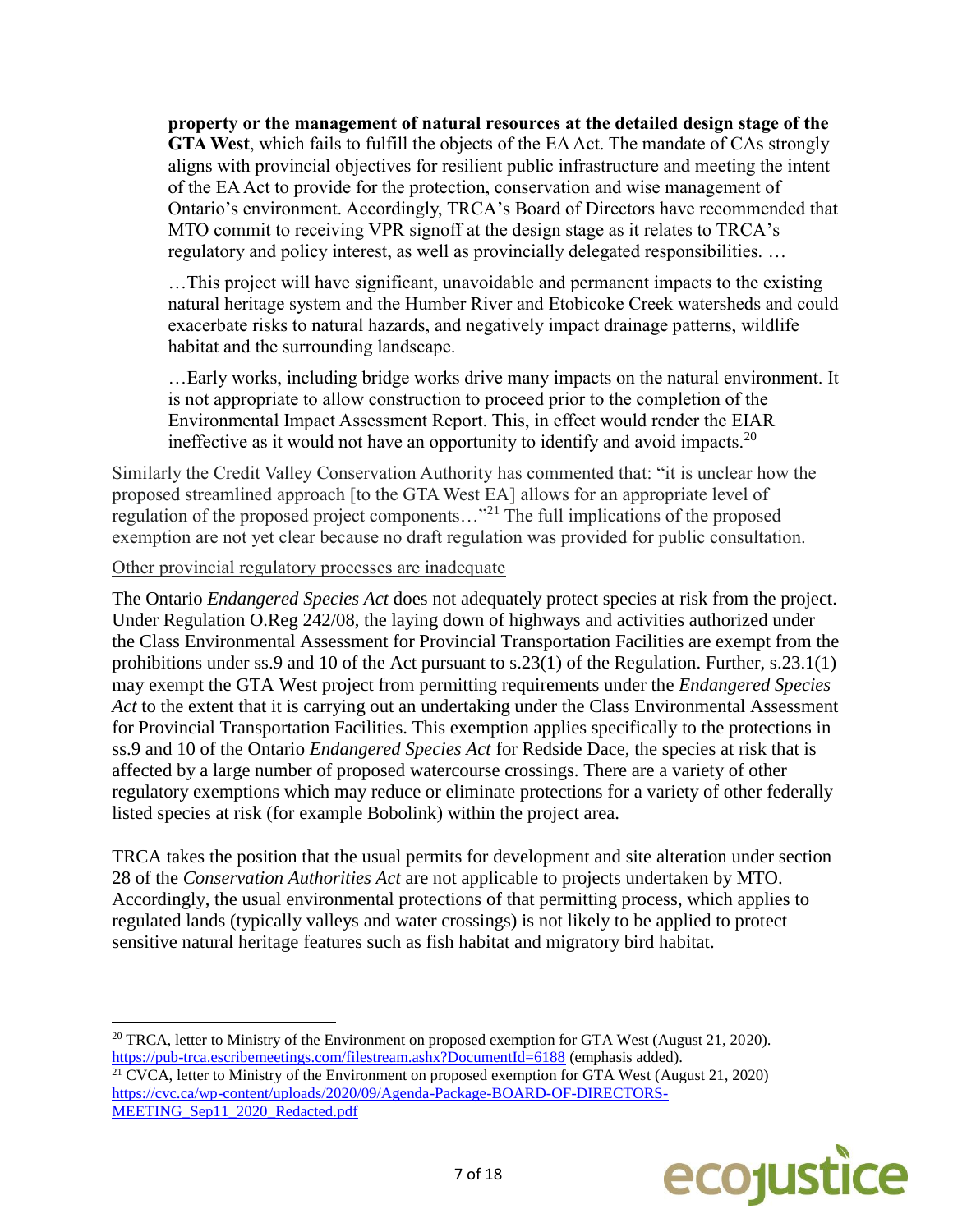> **property or the management of natural resources at the detailed design stage of the GTA West**, which fails to fulfill the objects of the EA Act. The mandate of CAs strongly aligns with provincial objectives for resilient public infrastructure and meeting the intent of the EA Act to provide for the protection, conservation and wise management of Ontario's environment. Accordingly, TRCA's Board of Directors have recommended that MTO commit to receiving VPR signoff at the design stage as it relates to TRCA's regulatory and policy interest, as well as provincially delegated responsibilities. …
>
> …This project will have significant, unavoidable and permanent impacts to the existing natural heritage system and the Humber River and Etobicoke Creek watersheds and could exacerbate risks to natural hazards, and negatively impact drainage patterns, wildlife habitat and the surrounding landscape.
>
> …Early works, including bridge works drive many impacts on the natural environment. It is not appropriate to allow construction to proceed prior to the completion of the Environmental Impact Assessment Report. This, in effect would render the EIAR ineffective as it would not have an opportunity to identify and avoid impacts.[20]

Similarly the Credit Valley Conservation Authority has commented that: "it is unclear how the proposed streamlined approach [to the GTA West EA] allows for an appropriate level of regulation of the proposed project components…"[21] The full implications of the proposed exemption are not yet clear because no draft regulation was provided for public consultation.

<u>Other provincial regulatory processes are inadequate</u>

The Ontario *Endangered Species Act* does not adequately protect species at risk from the project. Under Regulation O.Reg 242/08, the laying down of highways and activities authorized under the Class Environmental Assessment for Provincial Transportation Facilities are exempt from the prohibitions under ss.9 and 10 of the Act pursuant to s.23(1) of the Regulation. Further, s.23.1(1) may exempt the GTA West project from permitting requirements under the *Endangered Species Act* to the extent that it is carrying out an undertaking under the Class Environmental Assessment for Provincial Transportation Facilities. This exemption applies specifically to the protections in ss.9 and 10 of the Ontario *Endangered Species Act* for Redside Dace, the species at risk that is affected by a large number of proposed watercourse crossings. There are a variety of other regulatory exemptions which may reduce or eliminate protections for a variety of other federally listed species at risk (for example Bobolink) within the project area.

TRCA takes the position that the usual permits for development and site alteration under section 28 of the *Conservation Authorities Act* are not applicable to projects undertaken by MTO. Accordingly, the usual environmental protections of that permitting process, which applies to regulated lands (typically valleys and water crossings) is not likely to be applied to protect sensitive natural heritage features such as fish habitat and migratory bird habitat.

---

[20] TRCA, letter to Ministry of the Environment on proposed exemption for GTA West (August 21, 2020). https://pub-trca.escribemeetings.com/filestream.ashx?DocumentId=6188 (emphasis added).

[21] CVCA, letter to Ministry of the Environment on proposed exemption for GTA West (August 21, 2020) https://cvc.ca/wp-content/uploads/2020/09/Agenda-Package-BOARD-OF-DIRECTORS-MEETING_Sep11_2020_Redacted.pdf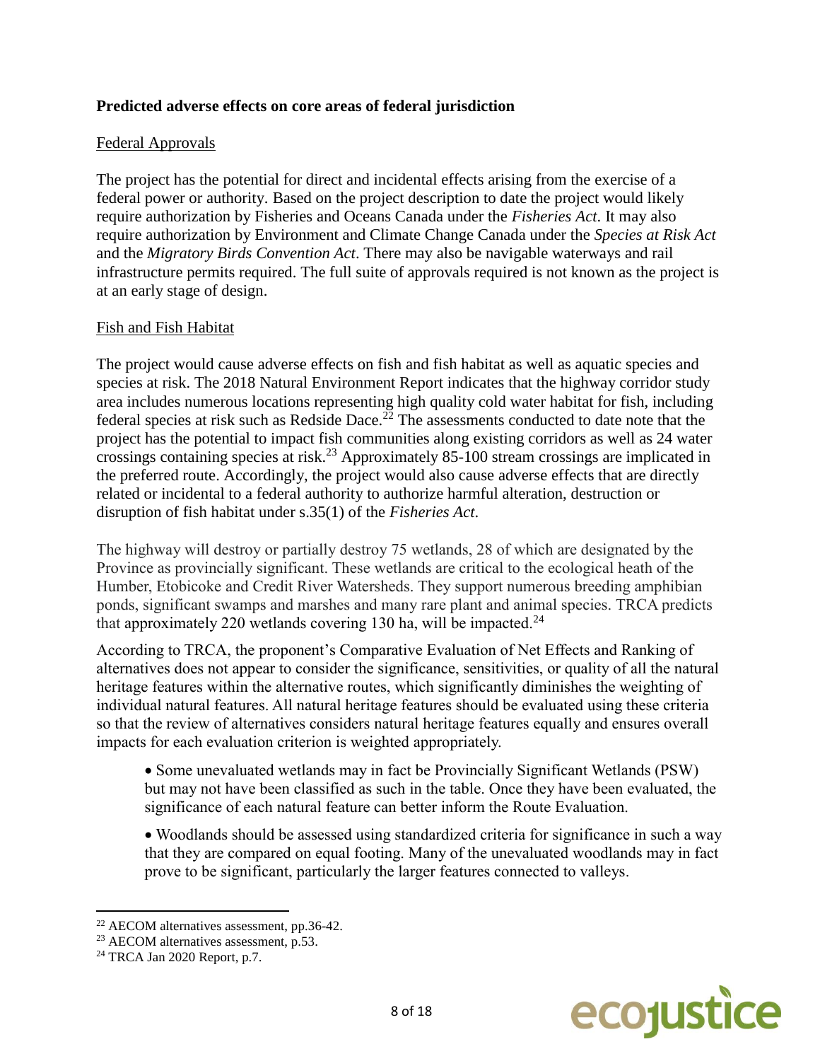**Predicted adverse effects on core areas of federal jurisdiction**

Federal Approvals

The project has the potential for direct and incidental effects arising from the exercise of a federal power or authority. Based on the project description to date the project would likely require authorization by Fisheries and Oceans Canada under the *Fisheries Act*. It may also require authorization by Environment and Climate Change Canada under the *Species at Risk Act* and the *Migratory Birds Convention Act*. There may also be navigable waterways and rail infrastructure permits required. The full suite of approvals required is not known as the project is at an early stage of design.

Fish and Fish Habitat

The project would cause adverse effects on fish and fish habitat as well as aquatic species and species at risk. The 2018 Natural Environment Report indicates that the highway corridor study area includes numerous locations representing high quality cold water habitat for fish, including federal species at risk such as Redside Dace.[22] The assessments conducted to date note that the project has the potential to impact fish communities along existing corridors as well as 24 water crossings containing species at risk.[23] Approximately 85-100 stream crossings are implicated in the preferred route. Accordingly, the project would also cause adverse effects that are directly related or incidental to a federal authority to authorize harmful alteration, destruction or disruption of fish habitat under s.35(1) of the *Fisheries Act*.

The highway will destroy or partially destroy 75 wetlands, 28 of which are designated by the Province as provincially significant. These wetlands are critical to the ecological heath of the Humber, Etobicoke and Credit River Watersheds. They support numerous breeding amphibian ponds, significant swamps and marshes and many rare plant and animal species. TRCA predicts that approximately 220 wetlands covering 130 ha, will be impacted.[24]

According to TRCA, the proponent's Comparative Evaluation of Net Effects and Ranking of alternatives does not appear to consider the significance, sensitivities, or quality of all the natural heritage features within the alternative routes, which significantly diminishes the weighting of individual natural features. All natural heritage features should be evaluated using these criteria so that the review of alternatives considers natural heritage features equally and ensures overall impacts for each evaluation criterion is weighted appropriately.

- Some unevaluated wetlands may in fact be Provincially Significant Wetlands (PSW) but may not have been classified as such in the table. Once they have been evaluated, the significance of each natural feature can better inform the Route Evaluation.

- Woodlands should be assessed using standardized criteria for significance in such a way that they are compared on equal footing. Many of the unevaluated woodlands may in fact prove to be significant, particularly the larger features connected to valleys.

---

[22] AECOM alternatives assessment, pp.36-42.

[23] AECOM alternatives assessment, p.53.

[24] TRCA Jan 2020 Report, p.7.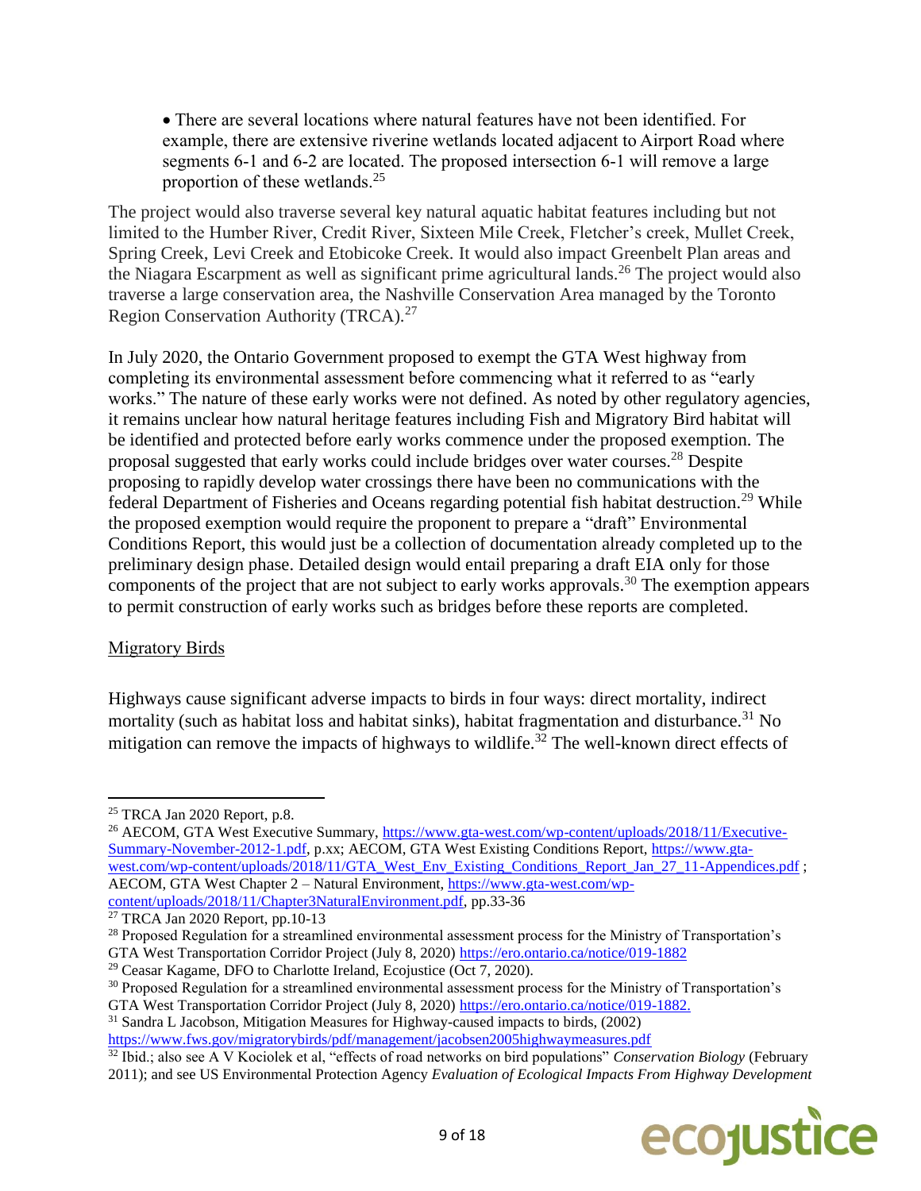- There are several locations where natural features have not been identified. For example, there are extensive riverine wetlands located adjacent to Airport Road where segments 6-1 and 6-2 are located. The proposed intersection 6-1 will remove a large proportion of these wetlands.[25]

The project would also traverse several key natural aquatic habitat features including but not limited to the Humber River, Credit River, Sixteen Mile Creek, Fletcher's creek, Mullet Creek, Spring Creek, Levi Creek and Etobicoke Creek. It would also impact Greenbelt Plan areas and the Niagara Escarpment as well as significant prime agricultural lands.[26] The project would also traverse a large conservation area, the Nashville Conservation Area managed by the Toronto Region Conservation Authority (TRCA).[27]

In July 2020, the Ontario Government proposed to exempt the GTA West highway from completing its environmental assessment before commencing what it referred to as "early works." The nature of these early works were not defined. As noted by other regulatory agencies, it remains unclear how natural heritage features including Fish and Migratory Bird habitat will be identified and protected before early works commence under the proposed exemption. The proposal suggested that early works could include bridges over water courses.[28] Despite proposing to rapidly develop water crossings there have been no communications with the federal Department of Fisheries and Oceans regarding potential fish habitat destruction.[29] While the proposed exemption would require the proponent to prepare a "draft" Environmental Conditions Report, this would just be a collection of documentation already completed up to the preliminary design phase. Detailed design would entail preparing a draft EIA only for those components of the project that are not subject to early works approvals.[30] The exemption appears to permit construction of early works such as bridges before these reports are completed.

Migratory Birds

Highways cause significant adverse impacts to birds in four ways: direct mortality, indirect mortality (such as habitat loss and habitat sinks), habitat fragmentation and disturbance.[31] No mitigation can remove the impacts of highways to wildlife.[32] The well-known direct effects of

---

[25] TRCA Jan 2020 Report, p.8.

[26] AECOM, GTA West Executive Summary, https://www.gta-west.com/wp-content/uploads/2018/11/Executive-Summary-November-2012-1.pdf, p.xx; AECOM, GTA West Existing Conditions Report, https://www.gta-west.com/wp-content/uploads/2018/11/GTA_West_Env_Existing_Conditions_Report_Jan_27_11-Appendices.pdf ; AECOM, GTA West Chapter 2 – Natural Environment, https://www.gta-west.com/wp-content/uploads/2018/11/Chapter3NaturalEnvironment.pdf, pp.33-36

[27] TRCA Jan 2020 Report, pp.10-13

[28] Proposed Regulation for a streamlined environmental assessment process for the Ministry of Transportation's GTA West Transportation Corridor Project (July 8, 2020) https://ero.ontario.ca/notice/019-1882

[29] Ceasar Kagame, DFO to Charlotte Ireland, Ecojustice (Oct 7, 2020).

[30] Proposed Regulation for a streamlined environmental assessment process for the Ministry of Transportation's GTA West Transportation Corridor Project (July 8, 2020) https://ero.ontario.ca/notice/019-1882.

[31] Sandra L Jacobson, Mitigation Measures for Highway-caused impacts to birds, (2002) https://www.fws.gov/migratorybirds/pdf/management/jacobsen2005highwaymeasures.pdf

[32] Ibid.; also see A V Kociolek et al, "effects of road networks on bird populations" *Conservation Biology* (February 2011); and see US Environmental Protection Agency *Evaluation of Ecological Impacts From Highway Development*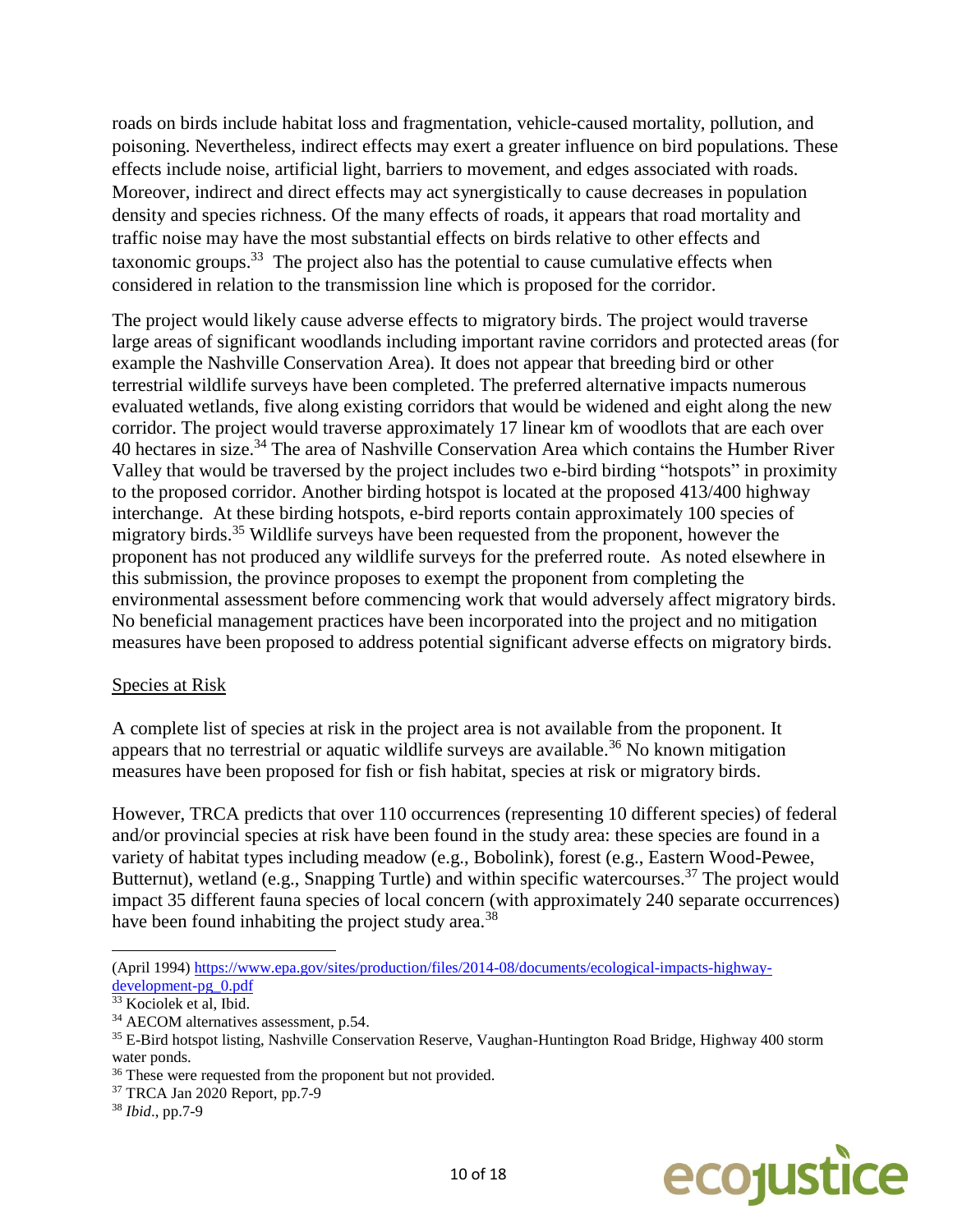roads on birds include habitat loss and fragmentation, vehicle-caused mortality, pollution, and poisoning. Nevertheless, indirect effects may exert a greater influence on bird populations. These effects include noise, artificial light, barriers to movement, and edges associated with roads. Moreover, indirect and direct effects may act synergistically to cause decreases in population density and species richness. Of the many effects of roads, it appears that road mortality and traffic noise may have the most substantial effects on birds relative to other effects and taxonomic groups.[33] The project also has the potential to cause cumulative effects when considered in relation to the transmission line which is proposed for the corridor.

The project would likely cause adverse effects to migratory birds. The project would traverse large areas of significant woodlands including important ravine corridors and protected areas (for example the Nashville Conservation Area). It does not appear that breeding bird or other terrestrial wildlife surveys have been completed. The preferred alternative impacts numerous evaluated wetlands, five along existing corridors that would be widened and eight along the new corridor. The project would traverse approximately 17 linear km of woodlots that are each over 40 hectares in size.[34] The area of Nashville Conservation Area which contains the Humber River Valley that would be traversed by the project includes two e-bird birding "hotspots" in proximity to the proposed corridor. Another birding hotspot is located at the proposed 413/400 highway interchange. At these birding hotspots, e-bird reports contain approximately 100 species of migratory birds.[35] Wildlife surveys have been requested from the proponent, however the proponent has not produced any wildlife surveys for the preferred route. As noted elsewhere in this submission, the province proposes to exempt the proponent from completing the environmental assessment before commencing work that would adversely affect migratory birds. No beneficial management practices have been incorporated into the project and no mitigation measures have been proposed to address potential significant adverse effects on migratory birds.

<u>Species at Risk</u>

A complete list of species at risk in the project area is not available from the proponent. It appears that no terrestrial or aquatic wildlife surveys are available.[36] No known mitigation measures have been proposed for fish or fish habitat, species at risk or migratory birds.

However, TRCA predicts that over 110 occurrences (representing 10 different species) of federal and/or provincial species at risk have been found in the study area: these species are found in a variety of habitat types including meadow (e.g., Bobolink), forest (e.g., Eastern Wood-Pewee, Butternut), wetland (e.g., Snapping Turtle) and within specific watercourses.[37] The project would impact 35 different fauna species of local concern (with approximately 240 separate occurrences) have been found inhabiting the project study area.[38]

---

(April 1994) https://www.epa.gov/sites/production/files/2014-08/documents/ecological-impacts-highway-development-pg_0.pdf

[33] Kociolek et al, Ibid.

[34] AECOM alternatives assessment, p.54.

[35] E-Bird hotspot listing, Nashville Conservation Reserve, Vaughan-Huntington Road Bridge, Highway 400 storm water ponds.

[36] These were requested from the proponent but not provided.

[37] TRCA Jan 2020 Report, pp.7-9

[38] *Ibid*., pp.7-9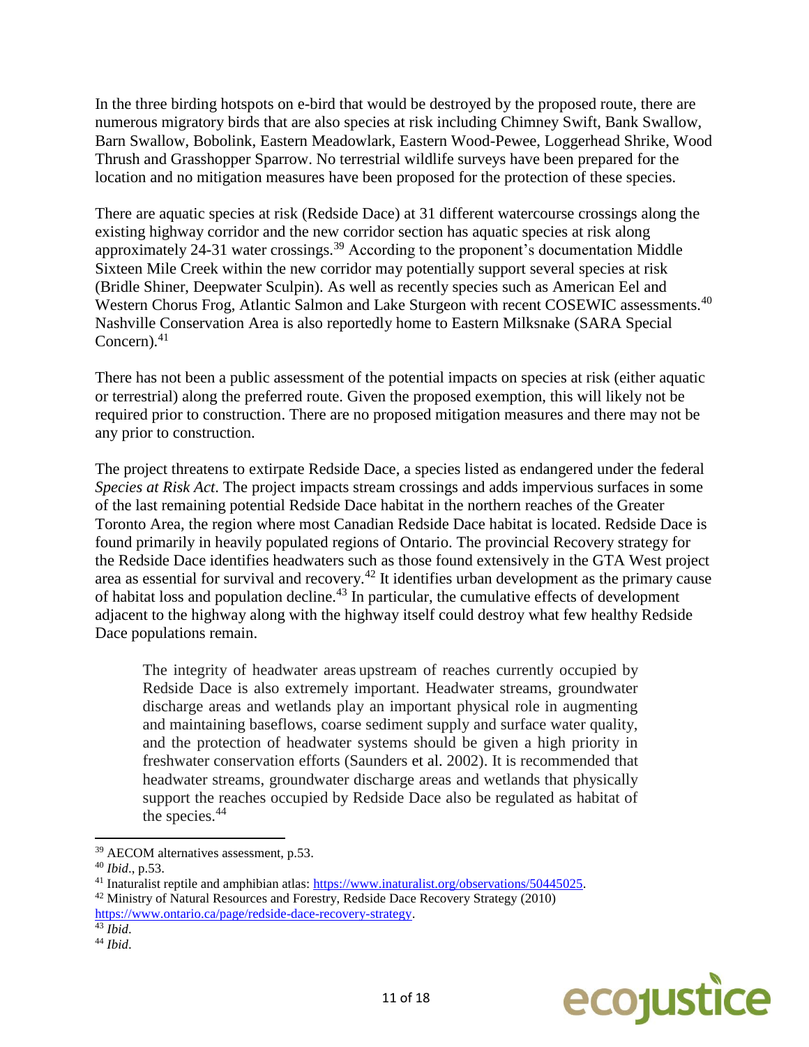In the three birding hotspots on e-bird that would be destroyed by the proposed route, there are numerous migratory birds that are also species at risk including Chimney Swift, Bank Swallow, Barn Swallow, Bobolink, Eastern Meadowlark, Eastern Wood-Pewee, Loggerhead Shrike, Wood Thrush and Grasshopper Sparrow. No terrestrial wildlife surveys have been prepared for the location and no mitigation measures have been proposed for the protection of these species.

There are aquatic species at risk (Redside Dace) at 31 different watercourse crossings along the existing highway corridor and the new corridor section has aquatic species at risk along approximately 24-31 water crossings.[39] According to the proponent's documentation Middle Sixteen Mile Creek within the new corridor may potentially support several species at risk (Bridle Shiner, Deepwater Sculpin). As well as recently species such as American Eel and Western Chorus Frog, Atlantic Salmon and Lake Sturgeon with recent COSEWIC assessments.[40] Nashville Conservation Area is also reportedly home to Eastern Milksnake (SARA Special Concern).[41]

There has not been a public assessment of the potential impacts on species at risk (either aquatic or terrestrial) along the preferred route. Given the proposed exemption, this will likely not be required prior to construction. There are no proposed mitigation measures and there may not be any prior to construction.

The project threatens to extirpate Redside Dace, a species listed as endangered under the federal *Species at Risk Act*. The project impacts stream crossings and adds impervious surfaces in some of the last remaining potential Redside Dace habitat in the northern reaches of the Greater Toronto Area, the region where most Canadian Redside Dace habitat is located. Redside Dace is found primarily in heavily populated regions of Ontario. The provincial Recovery strategy for the Redside Dace identifies headwaters such as those found extensively in the GTA West project area as essential for survival and recovery.[42] It identifies urban development as the primary cause of habitat loss and population decline.[43] In particular, the cumulative effects of development adjacent to the highway along with the highway itself could destroy what few healthy Redside Dace populations remain.

> The integrity of headwater areas upstream of reaches currently occupied by Redside Dace is also extremely important. Headwater streams, groundwater discharge areas and wetlands play an important physical role in augmenting and maintaining baseflows, coarse sediment supply and surface water quality, and the protection of headwater systems should be given a high priority in freshwater conservation efforts (Saunders et al. 2002). It is recommended that headwater streams, groundwater discharge areas and wetlands that physically support the reaches occupied by Redside Dace also be regulated as habitat of the species.[44]

---

[39] AECOM alternatives assessment, p.53.

[40] *Ibid*., p.53.

[41] Inaturalist reptile and amphibian atlas: https://www.inaturalist.org/observations/50445025.

[42] Ministry of Natural Resources and Forestry, Redside Dace Recovery Strategy (2010) https://www.ontario.ca/page/redside-dace-recovery-strategy.

[43] *Ibid*.

[44] *Ibid*.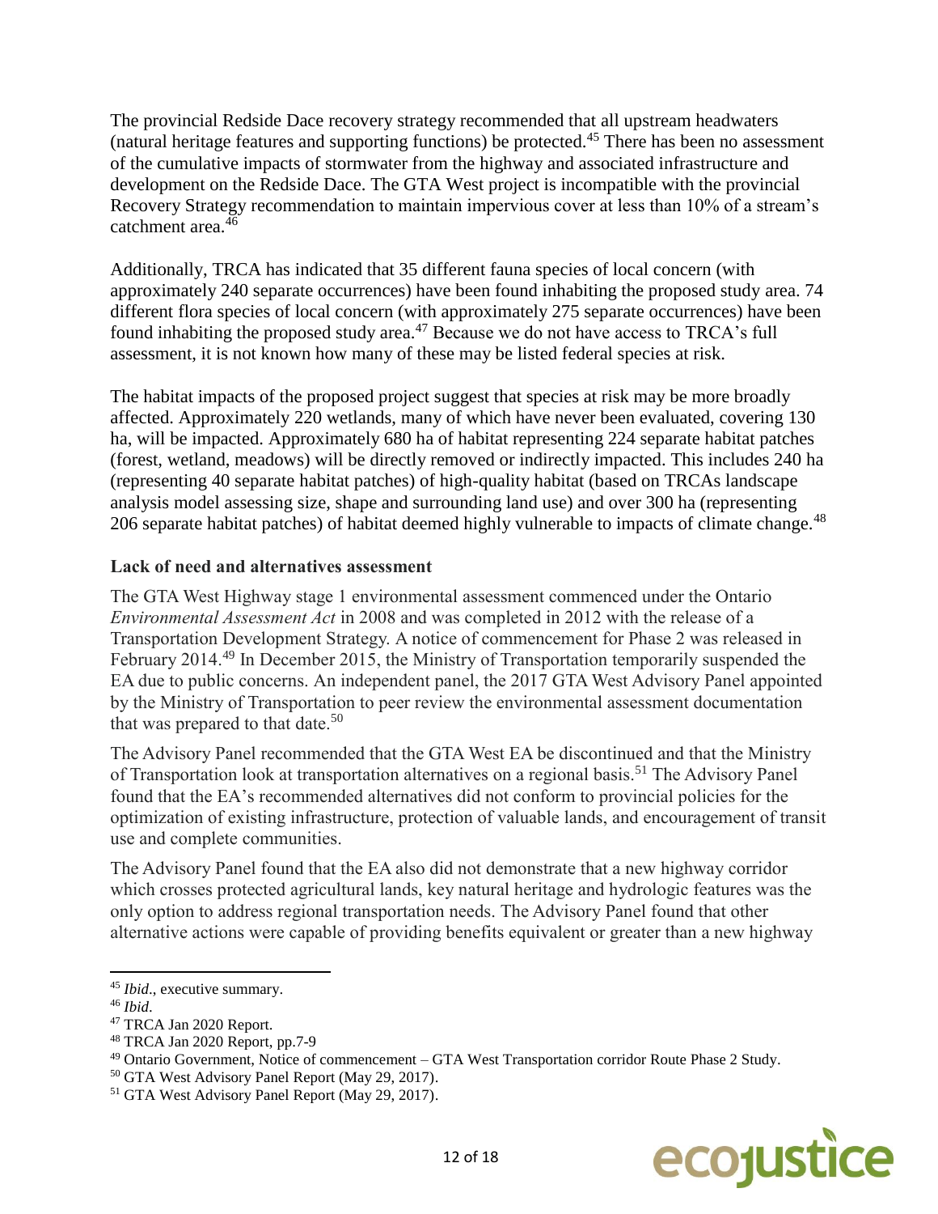The provincial Redside Dace recovery strategy recommended that all upstream headwaters (natural heritage features and supporting functions) be protected.[45] There has been no assessment of the cumulative impacts of stormwater from the highway and associated infrastructure and development on the Redside Dace. The GTA West project is incompatible with the provincial Recovery Strategy recommendation to maintain impervious cover at less than 10% of a stream's catchment area.[46]

Additionally, TRCA has indicated that 35 different fauna species of local concern (with approximately 240 separate occurrences) have been found inhabiting the proposed study area. 74 different flora species of local concern (with approximately 275 separate occurrences) have been found inhabiting the proposed study area.[47] Because we do not have access to TRCA's full assessment, it is not known how many of these may be listed federal species at risk.

The habitat impacts of the proposed project suggest that species at risk may be more broadly affected. Approximately 220 wetlands, many of which have never been evaluated, covering 130 ha, will be impacted. Approximately 680 ha of habitat representing 224 separate habitat patches (forest, wetland, meadows) will be directly removed or indirectly impacted. This includes 240 ha (representing 40 separate habitat patches) of high-quality habitat (based on TRCAs landscape analysis model assessing size, shape and surrounding land use) and over 300 ha (representing 206 separate habitat patches) of habitat deemed highly vulnerable to impacts of climate change.[48]

**Lack of need and alternatives assessment**

The GTA West Highway stage 1 environmental assessment commenced under the Ontario *Environmental Assessment Act* in 2008 and was completed in 2012 with the release of a Transportation Development Strategy. A notice of commencement for Phase 2 was released in February 2014.[49] In December 2015, the Ministry of Transportation temporarily suspended the EA due to public concerns. An independent panel, the 2017 GTA West Advisory Panel appointed by the Ministry of Transportation to peer review the environmental assessment documentation that was prepared to that date.[50]

The Advisory Panel recommended that the GTA West EA be discontinued and that the Ministry of Transportation look at transportation alternatives on a regional basis.[51] The Advisory Panel found that the EA's recommended alternatives did not conform to provincial policies for the optimization of existing infrastructure, protection of valuable lands, and encouragement of transit use and complete communities.

The Advisory Panel found that the EA also did not demonstrate that a new highway corridor which crosses protected agricultural lands, key natural heritage and hydrologic features was the only option to address regional transportation needs. The Advisory Panel found that other alternative actions were capable of providing benefits equivalent or greater than a new highway

---

[45] *Ibid*., executive summary.

[46] *Ibid*.

[47] TRCA Jan 2020 Report.

[48] TRCA Jan 2020 Report, pp.7-9

[49] Ontario Government, Notice of commencement – GTA West Transportation corridor Route Phase 2 Study.

[50] GTA West Advisory Panel Report (May 29, 2017).

[51] GTA West Advisory Panel Report (May 29, 2017).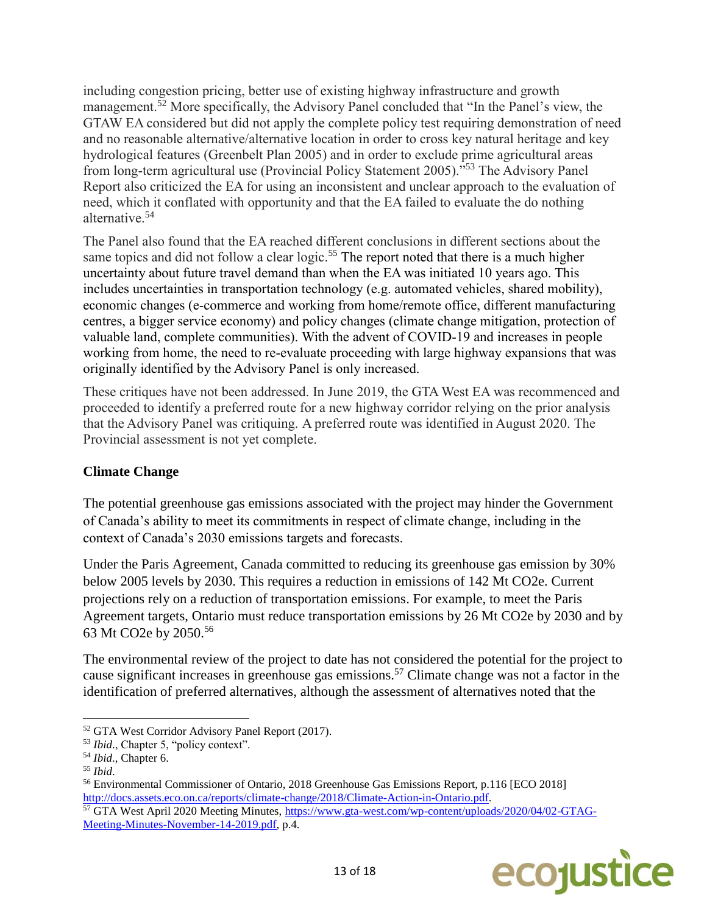including congestion pricing, better use of existing highway infrastructure and growth management.[52] More specifically, the Advisory Panel concluded that "In the Panel's view, the GTAW EA considered but did not apply the complete policy test requiring demonstration of need and no reasonable alternative/alternative location in order to cross key natural heritage and key hydrological features (Greenbelt Plan 2005) and in order to exclude prime agricultural areas from long-term agricultural use (Provincial Policy Statement 2005)."[53] The Advisory Panel Report also criticized the EA for using an inconsistent and unclear approach to the evaluation of need, which it conflated with opportunity and that the EA failed to evaluate the do nothing alternative.[54]

The Panel also found that the EA reached different conclusions in different sections about the same topics and did not follow a clear logic.[55] The report noted that there is a much higher uncertainty about future travel demand than when the EA was initiated 10 years ago. This includes uncertainties in transportation technology (e.g. automated vehicles, shared mobility), economic changes (e-commerce and working from home/remote office, different manufacturing centres, a bigger service economy) and policy changes (climate change mitigation, protection of valuable land, complete communities). With the advent of COVID-19 and increases in people working from home, the need to re-evaluate proceeding with large highway expansions that was originally identified by the Advisory Panel is only increased.

These critiques have not been addressed. In June 2019, the GTA West EA was recommenced and proceeded to identify a preferred route for a new highway corridor relying on the prior analysis that the Advisory Panel was critiquing. A preferred route was identified in August 2020. The Provincial assessment is not yet complete.

**Climate Change**

The potential greenhouse gas emissions associated with the project may hinder the Government of Canada's ability to meet its commitments in respect of climate change, including in the context of Canada's 2030 emissions targets and forecasts.

Under the Paris Agreement, Canada committed to reducing its greenhouse gas emission by 30% below 2005 levels by 2030. This requires a reduction in emissions of 142 Mt $CO_2e$. Current projections rely on a reduction of transportation emissions. For example, to meet the Paris Agreement targets, Ontario must reduce transportation emissions by 26 Mt $CO_2e$ by 2030 and by 63 Mt $CO_2e$ by 2050.[56]

The environmental review of the project to date has not considered the potential for the project to cause significant increases in greenhouse gas emissions.[57] Climate change was not a factor in the identification of preferred alternatives, although the assessment of alternatives noted that the

---

[52] GTA West Corridor Advisory Panel Report (2017).

[53] *Ibid*., Chapter 5, "policy context".

[54] *Ibid*., Chapter 6.

[55] *Ibid*.

[56] Environmental Commissioner of Ontario, 2018 Greenhouse Gas Emissions Report, p.116 [ECO 2018] http://docs.assets.eco.on.ca/reports/climate-change/2018/Climate-Action-in-Ontario.pdf.

[57] GTA West April 2020 Meeting Minutes, https://www.gta-west.com/wp-content/uploads/2020/04/02-GTAG-Meeting-Minutes-November-14-2019.pdf, p.4.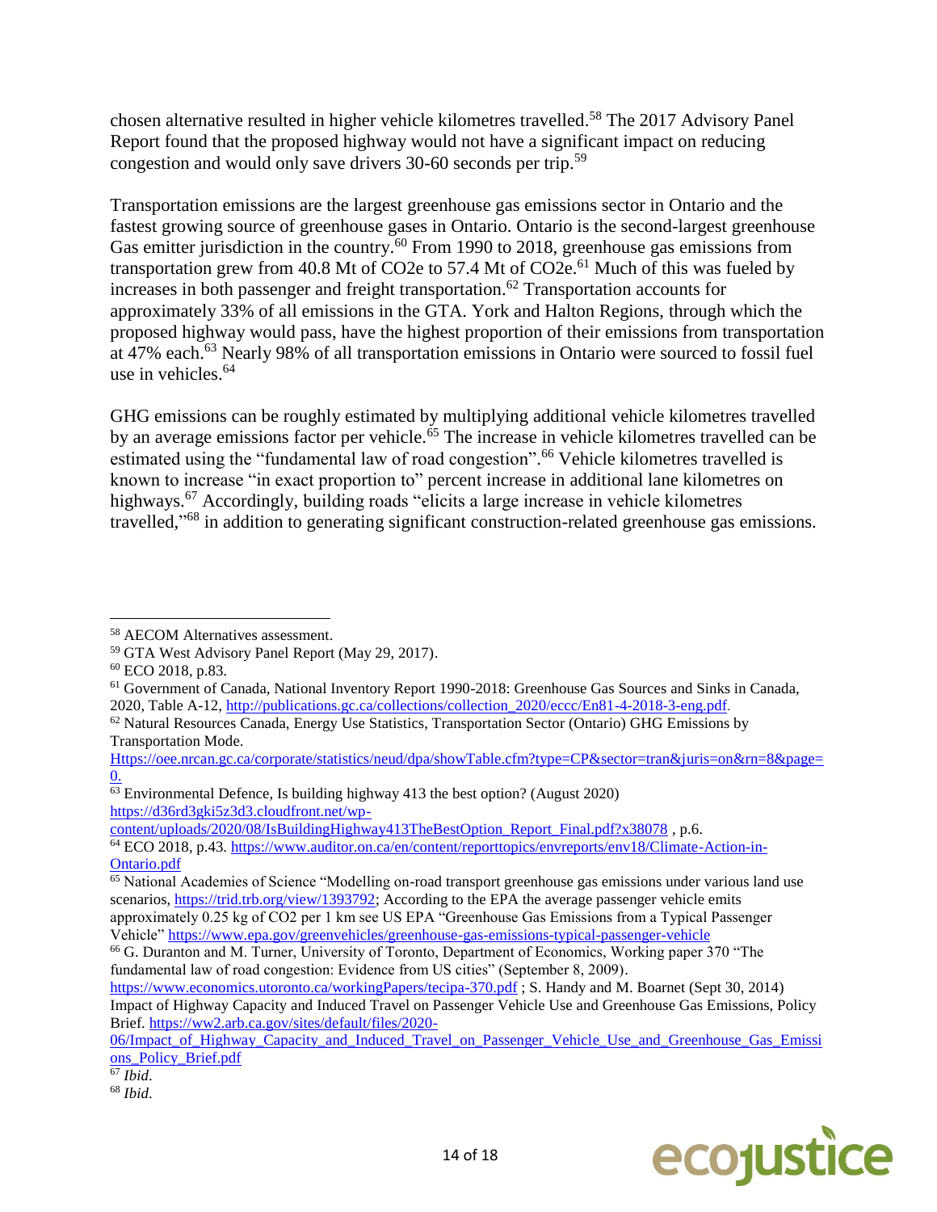chosen alternative resulted in higher vehicle kilometres travelled.[58] The 2017 Advisory Panel Report found that the proposed highway would not have a significant impact on reducing congestion and would only save drivers 30-60 seconds per trip.[59]

Transportation emissions are the largest greenhouse gas emissions sector in Ontario and the fastest growing source of greenhouse gases in Ontario. Ontario is the second-largest greenhouse Gas emitter jurisdiction in the country.[60] From 1990 to 2018, greenhouse gas emissions from transportation grew from 40.8 Mt of CO2e to 57.4 Mt of CO2e.[61] Much of this was fueled by increases in both passenger and freight transportation.[62] Transportation accounts for approximately 33% of all emissions in the GTA. York and Halton Regions, through which the proposed highway would pass, have the highest proportion of their emissions from transportation at 47% each.[63] Nearly 98% of all transportation emissions in Ontario were sourced to fossil fuel use in vehicles.[64]

GHG emissions can be roughly estimated by multiplying additional vehicle kilometres travelled by an average emissions factor per vehicle.[65] The increase in vehicle kilometres travelled can be estimated using the "fundamental law of road congestion".[66] Vehicle kilometres travelled is known to increase "in exact proportion to" percent increase in additional lane kilometres on highways.[67] Accordingly, building roads "elicits a large increase in vehicle kilometres travelled,"[68] in addition to generating significant construction-related greenhouse gas emissions.

---

[58] AECOM Alternatives assessment.

[59] GTA West Advisory Panel Report (May 29, 2017).

[60] ECO 2018, p.83.

[61] Government of Canada, National Inventory Report 1990-2018: Greenhouse Gas Sources and Sinks in Canada, 2020, Table A-12, http://publications.gc.ca/collections/collection_2020/eccc/En81-4-2018-3-eng.pdf.

[62] Natural Resources Canada, Energy Use Statistics, Transportation Sector (Ontario) GHG Emissions by Transportation Mode. Https://oee.nrcan.gc.ca/corporate/statistics/neud/dpa/showTable.cfm?type=CP&sector=tran&juris=on&rn=8&page=0.

[63] Environmental Defence, Is building highway 413 the best option? (August 2020) https://d36rd3gki5z3d3.cloudfront.net/wp-content/uploads/2020/08/IsBuildingHighway413TheBestOption_Report_Final.pdf?x38078 , p.6.

[64] ECO 2018, p.43. https://www.auditor.on.ca/en/content/reporttopics/envreports/env18/Climate-Action-in-Ontario.pdf

[65] National Academies of Science "Modelling on-road transport greenhouse gas emissions under various land use scenarios, https://trid.trb.org/view/1393792; According to the EPA the average passenger vehicle emits approximately 0.25 kg of CO2 per 1 km see US EPA "Greenhouse Gas Emissions from a Typical Passenger Vehicle" https://www.epa.gov/greenvehicles/greenhouse-gas-emissions-typical-passenger-vehicle

[66] G. Duranton and M. Turner, University of Toronto, Department of Economics, Working paper 370 "The fundamental law of road congestion: Evidence from US cities" (September 8, 2009). https://www.economics.utoronto.ca/workingPapers/tecipa-370.pdf ; S. Handy and M. Boarnet (Sept 30, 2014) Impact of Highway Capacity and Induced Travel on Passenger Vehicle Use and Greenhouse Gas Emissions, Policy Brief. https://ww2.arb.ca.gov/sites/default/files/2020-06/Impact_of_Highway_Capacity_and_Induced_Travel_on_Passenger_Vehicle_Use_and_Greenhouse_Gas_Emissions_Policy_Brief.pdf

[67] *Ibid*.

[68] *Ibid*.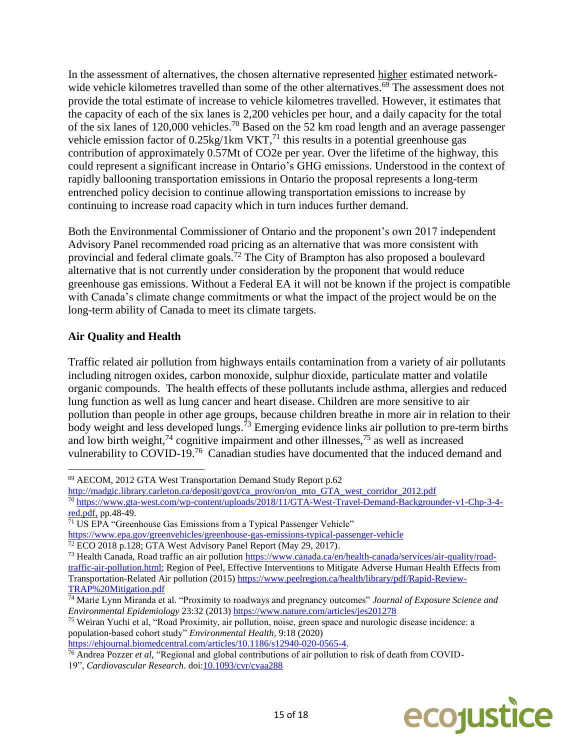In the assessment of alternatives, the chosen alternative represented higher estimated network-wide vehicle kilometres travelled than some of the other alternatives.[69] The assessment does not provide the total estimate of increase to vehicle kilometres travelled. However, it estimates that the capacity of each of the six lanes is 2,200 vehicles per hour, and a daily capacity for the total of the six lanes of 120,000 vehicles.[70] Based on the 52 km road length and an average passenger vehicle emission factor of 0.25kg/1km VKT,[71] this results in a potential greenhouse gas contribution of approximately 0.57Mt of $CO_2e$ per year. Over the lifetime of the highway, this could represent a significant increase in Ontario's GHG emissions. Understood in the context of rapidly ballooning transportation emissions in Ontario the proposal represents a long-term entrenched policy decision to continue allowing transportation emissions to increase by continuing to increase road capacity which in turn induces further demand.

Both the Environmental Commissioner of Ontario and the proponent's own 2017 independent Advisory Panel recommended road pricing as an alternative that was more consistent with provincial and federal climate goals.[72] The City of Brampton has also proposed a boulevard alternative that is not currently under consideration by the proponent that would reduce greenhouse gas emissions. Without a Federal EA it will not be known if the project is compatible with Canada's climate change commitments or what the impact of the project would be on the long-term ability of Canada to meet its climate targets.

### Air Quality and Health

Traffic related air pollution from highways entails contamination from a variety of air pollutants including nitrogen oxides, carbon monoxide, sulphur dioxide, particulate matter and volatile organic compounds. The health effects of these pollutants include asthma, allergies and reduced lung function as well as lung cancer and heart disease. Children are more sensitive to air pollution than people in other age groups, because children breathe in more air in relation to their body weight and less developed lungs.[73] Emerging evidence links air pollution to pre-term births and low birth weight,[74] cognitive impairment and other illnesses,[75] as well as increased vulnerability to COVID-19.[76] Canadian studies have documented that the induced demand and

---

[69] AECOM, 2012 GTA West Transportation Demand Study Report p.62 http://madgic.library.carleton.ca/deposit/govt/ca_prov/on/on_mto_GTA_west_corridor_2012.pdf

[70] https://www.gta-west.com/wp-content/uploads/2018/11/GTA-West-Travel-Demand-Backgrounder-v1-Chp-3-4-red.pdf, pp.48-49.

[71] US EPA "Greenhouse Gas Emissions from a Typical Passenger Vehicle" https://www.epa.gov/greenvehicles/greenhouse-gas-emissions-typical-passenger-vehicle

[72] ECO 2018 p.128; GTA West Advisory Panel Report (May 29, 2017).

[73] Health Canada, Road traffic an air pollution https://www.canada.ca/en/health-canada/services/air-quality/road-traffic-air-pollution.html; Region of Peel, Effective Interventions to Mitigate Adverse Human Health Effects from Transportation-Related Air pollution (2015) https://www.peelregion.ca/health/library/pdf/Rapid-Review-TRAP%20Mitigation.pdf

[74] Marie Lynn Miranda et al. "Proximity to roadways and pregnancy outcomes" *Journal of Exposure Science and Environmental Epidemiology* 23:32 (2013) https://www.nature.com/articles/jes201278

[75] Weiran Yuchi et al, "Road Proximity, air pollution, noise, green space and nurologic disease incidence: a population-based cohort study" *Environmental Health,* 9:18 (2020) https://ehjournal.biomedcentral.com/articles/10.1186/s12940-020-0565-4.

[76] Andrea Pozzer *et al*, "Regional and global contributions of air pollution to risk of death from COVID-19", *Cardiovascular Research*. doi:10.1093/cvr/cvaa288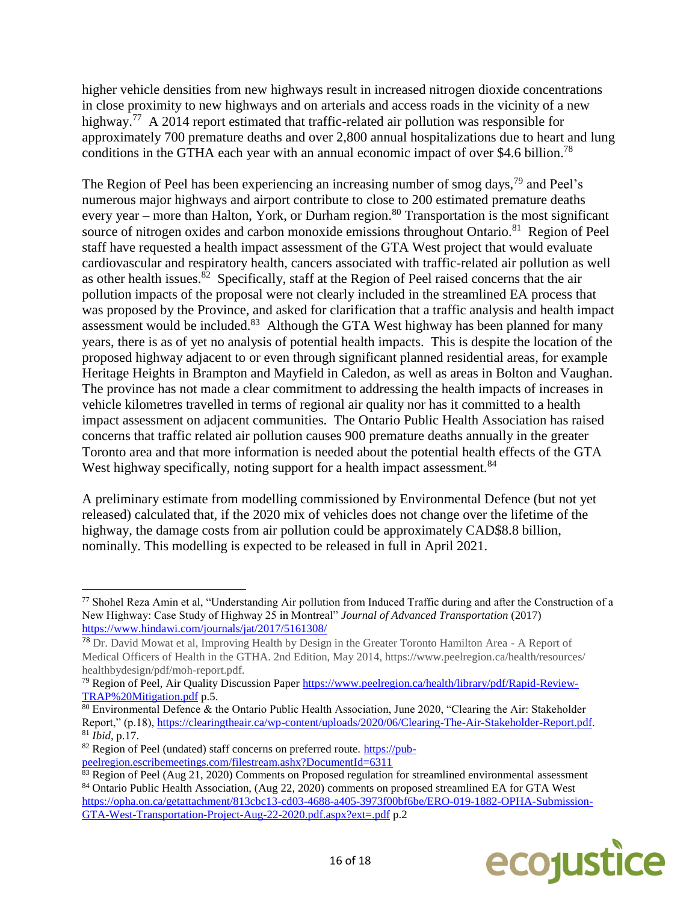higher vehicle densities from new highways result in increased nitrogen dioxide concentrations in close proximity to new highways and on arterials and access roads in the vicinity of a new highway.[77] A 2014 report estimated that traffic-related air pollution was responsible for approximately 700 premature deaths and over 2,800 annual hospitalizations due to heart and lung conditions in the GTHA each year with an annual economic impact of over $4.6 billion.[78]

The Region of Peel has been experiencing an increasing number of smog days,[79] and Peel's numerous major highways and airport contribute to close to 200 estimated premature deaths every year – more than Halton, York, or Durham region.[80] Transportation is the most significant source of nitrogen oxides and carbon monoxide emissions throughout Ontario.[81] Region of Peel staff have requested a health impact assessment of the GTA West project that would evaluate cardiovascular and respiratory health, cancers associated with traffic-related air pollution as well as other health issues.[82] Specifically, staff at the Region of Peel raised concerns that the air pollution impacts of the proposal were not clearly included in the streamlined EA process that was proposed by the Province, and asked for clarification that a traffic analysis and health impact assessment would be included.[83] Although the GTA West highway has been planned for many years, there is as of yet no analysis of potential health impacts. This is despite the location of the proposed highway adjacent to or even through significant planned residential areas, for example Heritage Heights in Brampton and Mayfield in Caledon, as well as areas in Bolton and Vaughan. The province has not made a clear commitment to addressing the health impacts of increases in vehicle kilometres travelled in terms of regional air quality nor has it committed to a health impact assessment on adjacent communities. The Ontario Public Health Association has raised concerns that traffic related air pollution causes 900 premature deaths annually in the greater Toronto area and that more information is needed about the potential health effects of the GTA West highway specifically, noting support for a health impact assessment.[84]

A preliminary estimate from modelling commissioned by Environmental Defence (but not yet released) calculated that, if the 2020 mix of vehicles does not change over the lifetime of the highway, the damage costs from air pollution could be approximately CAD$8.8 billion, nominally. This modelling is expected to be released in full in April 2021.

---

[77] Shohel Reza Amin et al, "Understanding Air pollution from Induced Traffic during and after the Construction of a New Highway: Case Study of Highway 25 in Montreal" *Journal of Advanced Transportation* (2017) https://www.hindawi.com/journals/jat/2017/5161308/

[78] Dr. David Mowat et al, Improving Health by Design in the Greater Toronto Hamilton Area - A Report of Medical Officers of Health in the GTHA. 2nd Edition, May 2014, https://www.peelregion.ca/health/resources/healthbydesign/pdf/moh-report.pdf.

[79] Region of Peel, Air Quality Discussion Paper https://www.peelregion.ca/health/library/pdf/Rapid-Review-TRAP%20Mitigation.pdf p.5.

[80] Environmental Defence & the Ontario Public Health Association, June 2020, "Clearing the Air: Stakeholder Report," (p.18), https://clearingtheair.ca/wp-content/uploads/2020/06/Clearing-The-Air-Stakeholder-Report.pdf.

[81] *Ibid*, p.17.

[82] Region of Peel (undated) staff concerns on preferred route. https://pub-peelregion.escribemeetings.com/filestream.ashx?DocumentId=6311

[83] Region of Peel (Aug 21, 2020) Comments on Proposed regulation for streamlined environmental assessment

[84] Ontario Public Health Association, (Aug 22, 2020) comments on proposed streamlined EA for GTA West https://opha.on.ca/getattachment/813cbc13-cd03-4688-a405-3973f00bf6be/ERO-019-1882-OPHA-Submission-GTA-West-Transportation-Project-Aug-22-2020.pdf.aspx?ext=.pdf p.2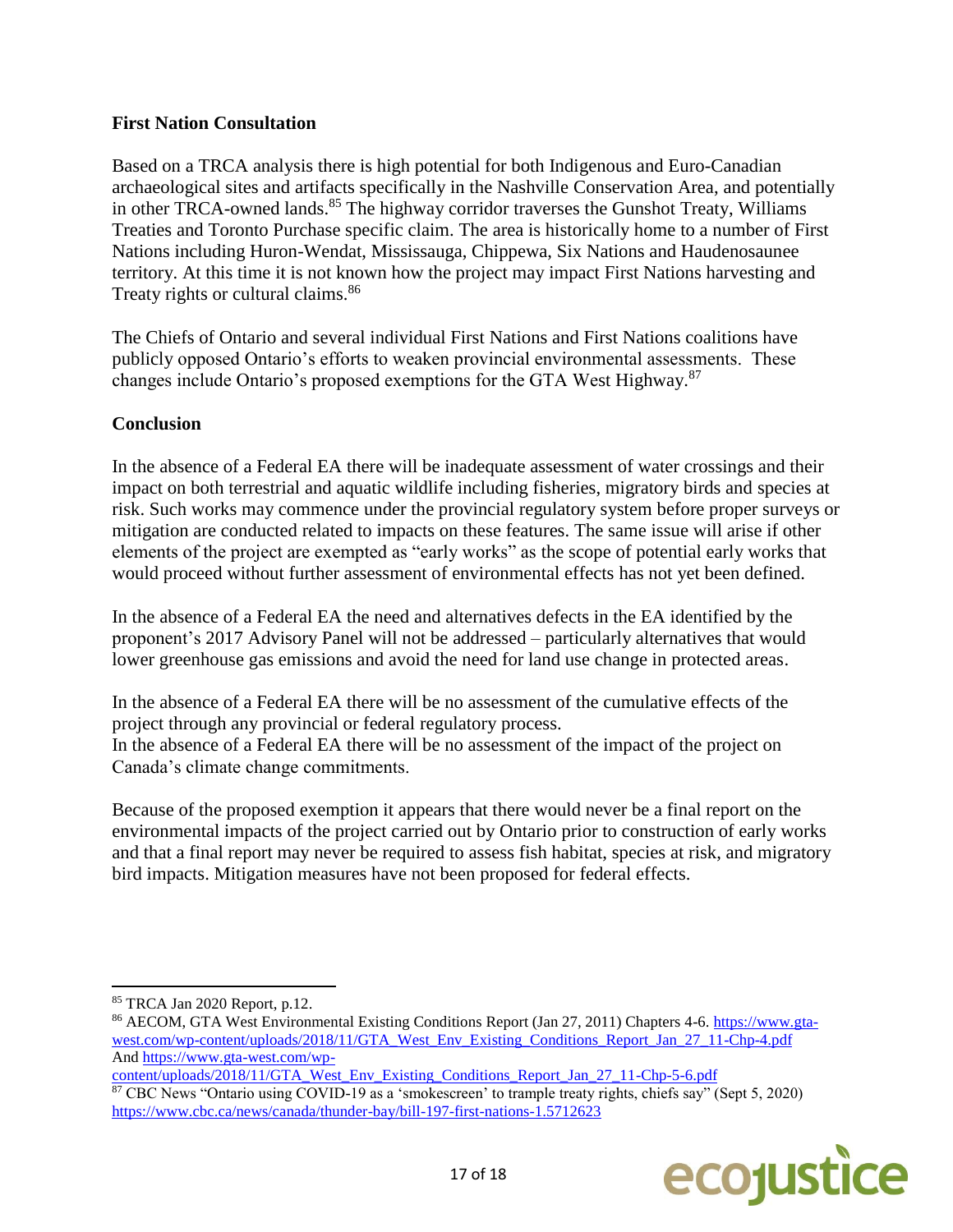**First Nation Consultation**

Based on a TRCA analysis there is high potential for both Indigenous and Euro-Canadian archaeological sites and artifacts specifically in the Nashville Conservation Area, and potentially in other TRCA-owned lands.[85] The highway corridor traverses the Gunshot Treaty, Williams Treaties and Toronto Purchase specific claim. The area is historically home to a number of First Nations including Huron-Wendat, Mississauga, Chippewa, Six Nations and Haudenosaunee territory. At this time it is not known how the project may impact First Nations harvesting and Treaty rights or cultural claims.[86]

The Chiefs of Ontario and several individual First Nations and First Nations coalitions have publicly opposed Ontario's efforts to weaken provincial environmental assessments. These changes include Ontario's proposed exemptions for the GTA West Highway.[87]

**Conclusion**

In the absence of a Federal EA there will be inadequate assessment of water crossings and their impact on both terrestrial and aquatic wildlife including fisheries, migratory birds and species at risk. Such works may commence under the provincial regulatory system before proper surveys or mitigation are conducted related to impacts on these features. The same issue will arise if other elements of the project are exempted as "early works" as the scope of potential early works that would proceed without further assessment of environmental effects has not yet been defined.

In the absence of a Federal EA the need and alternatives defects in the EA identified by the proponent's 2017 Advisory Panel will not be addressed – particularly alternatives that would lower greenhouse gas emissions and avoid the need for land use change in protected areas.

In the absence of a Federal EA there will be no assessment of the cumulative effects of the project through any provincial or federal regulatory process.
In the absence of a Federal EA there will be no assessment of the impact of the project on Canada's climate change commitments.

Because of the proposed exemption it appears that there would never be a final report on the environmental impacts of the project carried out by Ontario prior to construction of early works and that a final report may never be required to assess fish habitat, species at risk, and migratory bird impacts. Mitigation measures have not been proposed for federal effects.

---

[85] TRCA Jan 2020 Report, p.12.

[86] AECOM, GTA West Environmental Existing Conditions Report (Jan 27, 2011) Chapters 4-6. https://www.gta-west.com/wp-content/uploads/2018/11/GTA_West_Env_Existing_Conditions_Report_Jan_27_11-Chp-4.pdf And https://www.gta-west.com/wp-content/uploads/2018/11/GTA_West_Env_Existing_Conditions_Report_Jan_27_11-Chp-5-6.pdf

[87] CBC News "Ontario using COVID-19 as a 'smokescreen' to trample treaty rights, chiefs say" (Sept 5, 2020) https://www.cbc.ca/news/canada/thunder-bay/bill-197-first-nations-1.5712623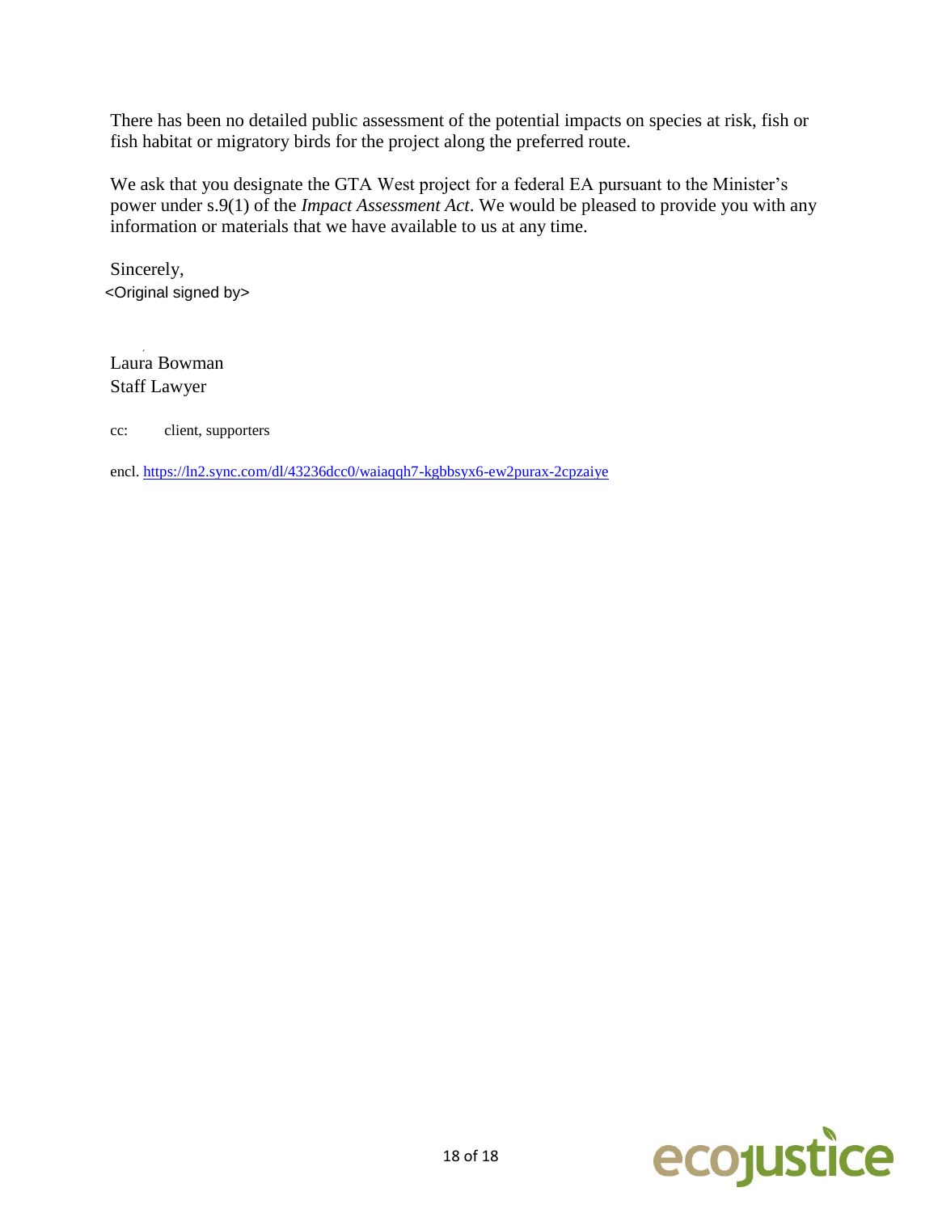There has been no detailed public assessment of the potential impacts on species at risk, fish or fish habitat or migratory birds for the project along the preferred route.

We ask that you designate the GTA West project for a federal EA pursuant to the Minister's power under s.9(1) of the *Impact Assessment Act*. We would be pleased to provide you with any information or materials that we have available to us at any time.

Sincerely,
<Original signed by>

Laura Bowman
Staff Lawyer

cc: client, supporters

encl. https://ln2.sync.com/dl/43236dcc0/waiaqqh7-kgbbsyx6-ew2purax-2cpzaiye